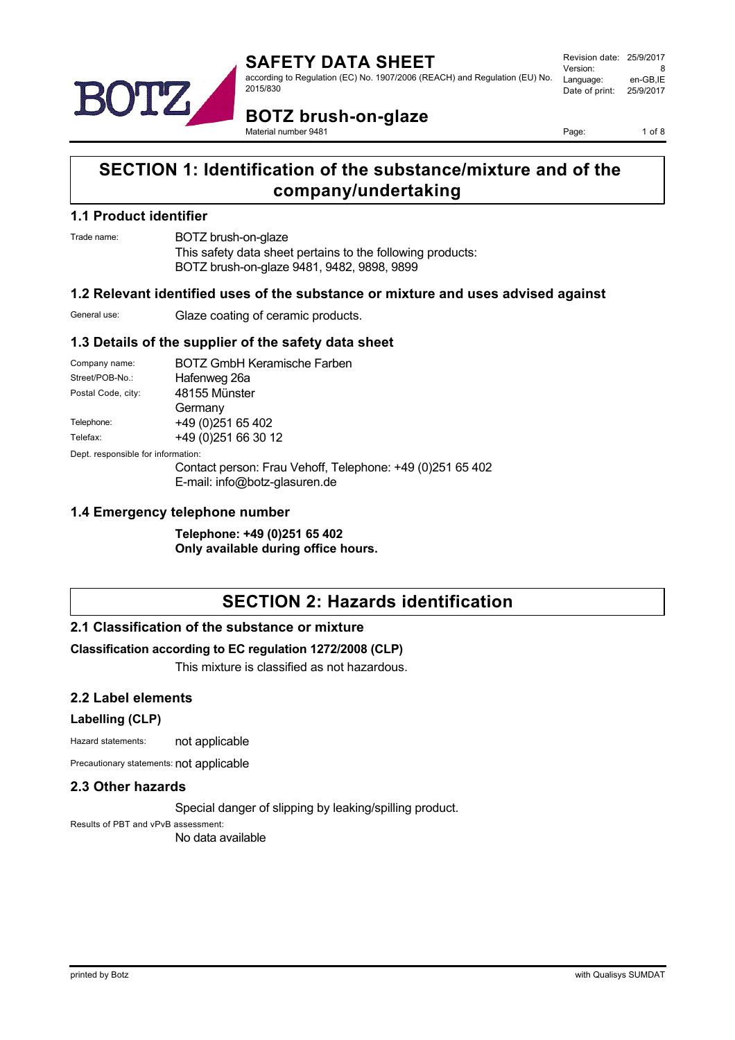# SAFETY DATA SHEET

according to Regulation (EC) No. 1907/2006 (REACH) and Regulation (EU) No. 2015/830

Revision date: 25/9/2017
Version: 8
Language: en-GB,IE
Date of print: 25/9/2017

# BOTZ brush-on-glaze

Material number 9481

## SECTION 1: Identification of the substance/mixture and of the company/undertaking

### 1.1 Product identifier

Trade name: BOTZ brush-on-glaze
This safety data sheet pertains to the following products:
BOTZ brush-on-glaze 9481, 9482, 9898, 9899

### 1.2 Relevant identified uses of the substance or mixture and uses advised against

General use: Glaze coating of ceramic products.

### 1.3 Details of the supplier of the safety data sheet

Company name: BOTZ GmbH Keramische Farben
Street/POB-No.: Hafenweg 26a
Postal Code, city: 48155 Münster
Germany
Telephone: +49 (0)251 65 402
Telefax: +49 (0)251 66 30 12

Dept. responsible for information:
Contact person: Frau Vehoff, Telephone: +49 (0)251 65 402
E-mail: info@botz-glasuren.de

### 1.4 Emergency telephone number

**Telephone: +49 (0)251 65 402**
**Only available during office hours.**

## SECTION 2: Hazards identification

### 2.1 Classification of the substance or mixture

**Classification according to EC regulation 1272/2008 (CLP)**

This mixture is classified as not hazardous.

### 2.2 Label elements

**Labelling (CLP)**

Hazard statements: not applicable

Precautionary statements: not applicable

### 2.3 Other hazards

Special danger of slipping by leaking/spilling product.

Results of PBT and vPvB assessment:
No data available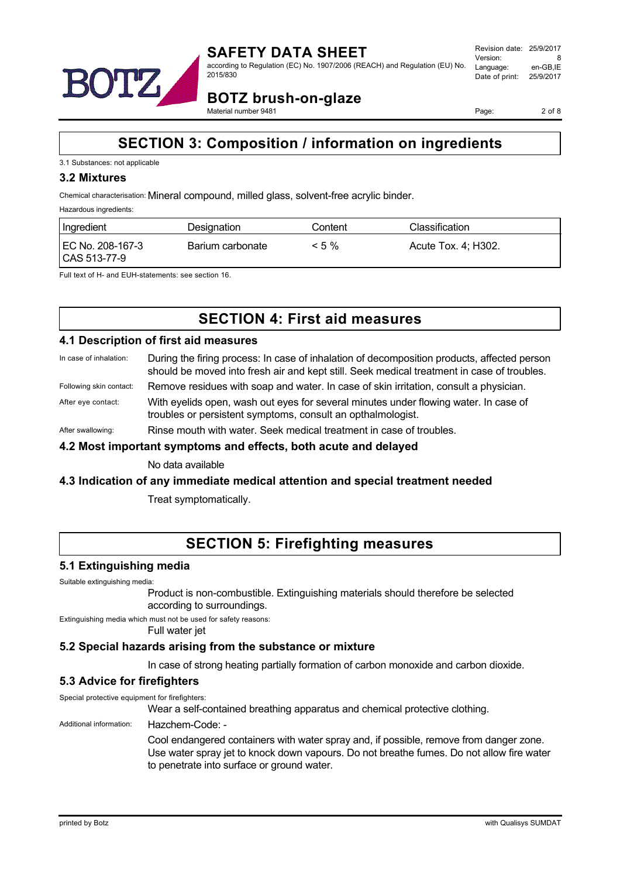# SECTION 3: Composition / information on ingredients

3.1 Substances: not applicable

## 3.2 Mixtures

Chemical characterisation: Mineral compound, milled glass, solvent-free acrylic binder.

Hazardous ingredients:

| Ingredient | Designation | Content | Classification |
|---|---|---|---|
| EC No. 208-167-3<br>CAS 513-77-9 | Barium carbonate | < 5 % | Acute Tox. 4; H302. |

Full text of H- and EUH-statements: see section 16.

# SECTION 4: First aid measures

## 4.1 Description of first aid measures

In case of inhalation: During the firing process: In case of inhalation of decomposition products, affected person should be moved into fresh air and kept still. Seek medical treatment in case of troubles.

Following skin contact: Remove residues with soap and water. In case of skin irritation, consult a physician.

After eye contact: With eyelids open, wash out eyes for several minutes under flowing water. In case of troubles or persistent symptoms, consult an opthalmologist.

After swallowing: Rinse mouth with water. Seek medical treatment in case of troubles.

## 4.2 Most important symptoms and effects, both acute and delayed

No data available

## 4.3 Indication of any immediate medical attention and special treatment needed

Treat symptomatically.

# SECTION 5: Firefighting measures

## 5.1 Extinguishing media

Suitable extinguishing media:

Product is non-combustible. Extinguishing materials should therefore be selected according to surroundings.

Extinguishing media which must not be used for safety reasons:

Full water jet

## 5.2 Special hazards arising from the substance or mixture

In case of strong heating partially formation of carbon monoxide and carbon dioxide.

## 5.3 Advice for firefighters

Special protective equipment for firefighters:

Wear a self-contained breathing apparatus and chemical protective clothing.

Additional information: Hazchem-Code: -

Cool endangered containers with water spray and, if possible, remove from danger zone. Use water spray jet to knock down vapours. Do not breathe fumes. Do not allow fire water to penetrate into surface or ground water.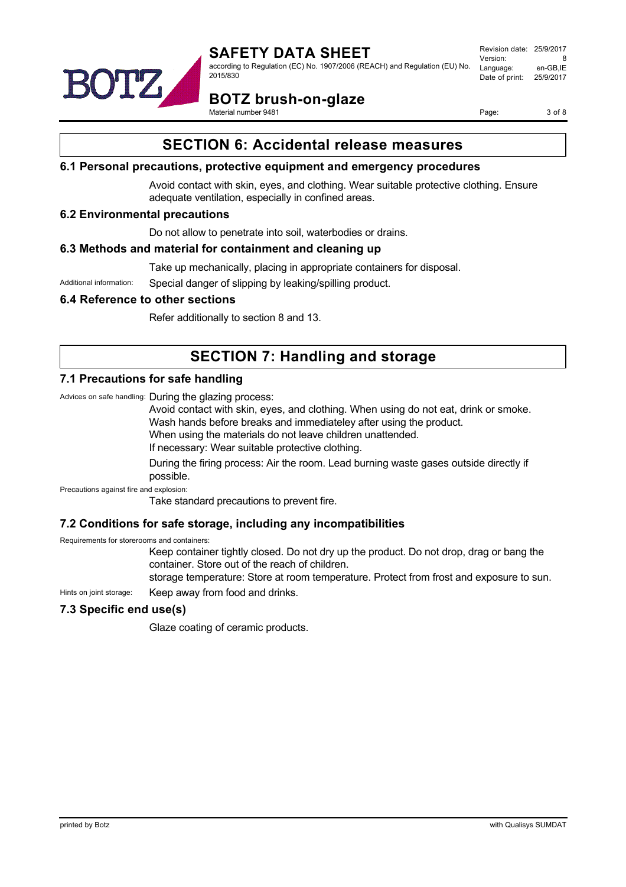## SECTION 6: Accidental release measures

### 6.1 Personal precautions, protective equipment and emergency procedures

Avoid contact with skin, eyes, and clothing. Wear suitable protective clothing. Ensure adequate ventilation, especially in confined areas.

### 6.2 Environmental precautions

Do not allow to penetrate into soil, waterbodies or drains.

### 6.3 Methods and material for containment and cleaning up

Take up mechanically, placing in appropriate containers for disposal.

Additional information: Special danger of slipping by leaking/spilling product.

### 6.4 Reference to other sections

Refer additionally to section 8 and 13.

## SECTION 7: Handling and storage

### 7.1 Precautions for safe handling

Advices on safe handling: During the glazing process:

Avoid contact with skin, eyes, and clothing. When using do not eat, drink or smoke.
Wash hands before breaks and immediateley after using the product.
When using the materials do not leave children unattended.
If necessary: Wear suitable protective clothing.

During the firing process: Air the room. Lead burning waste gases outside directly if possible.

Precautions against fire and explosion:

Take standard precautions to prevent fire.

### 7.2 Conditions for safe storage, including any incompatibilities

Requirements for storerooms and containers:

Keep container tightly closed. Do not dry up the product. Do not drop, drag or bang the container. Store out of the reach of children.
storage temperature: Store at room temperature. Protect from frost and exposure to sun.

Hints on joint storage: Keep away from food and drinks.

### 7.3 Specific end use(s)

Glaze coating of ceramic products.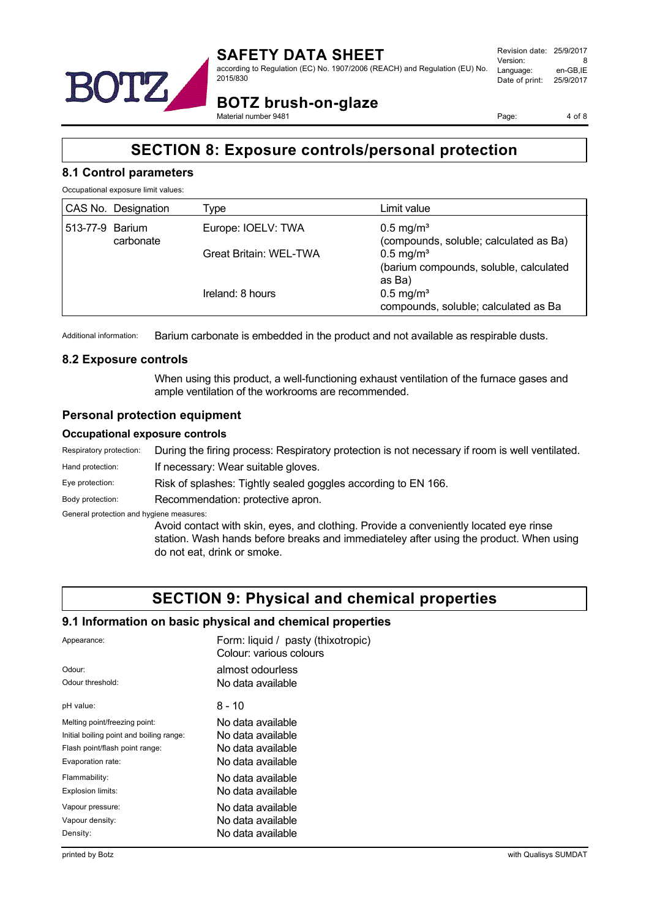# SECTION 8: Exposure controls/personal protection

## 8.1 Control parameters

Occupational exposure limit values:

| CAS No. | Designation | Type | Limit value |
|---|---|---|---|
| 513-77-9 | Barium carbonate | Europe: IOELV: TWA | 0.5 mg/m³ (compounds, soluble; calculated as Ba) |
| | | Great Britain: WEL-TWA | 0.5 mg/m³ (barium compounds, soluble, calculated as Ba) |
| | | Ireland: 8 hours | 0.5 mg/m³ compounds, soluble; calculated as Ba |

Additional information: Barium carbonate is embedded in the product and not available as respirable dusts.

## 8.2 Exposure controls

When using this product, a well-functioning exhaust ventilation of the furnace gases and ample ventilation of the workrooms are recommended.

## Personal protection equipment

### Occupational exposure controls

Respiratory protection: During the firing process: Respiratory protection is not necessary if room is well ventilated.

Hand protection: If necessary: Wear suitable gloves.

Eye protection: Risk of splashes: Tightly sealed goggles according to EN 166.

Body protection: Recommendation: protective apron.

General protection and hygiene measures:

Avoid contact with skin, eyes, and clothing. Provide a conveniently located eye rinse station. Wash hands before breaks and immediateley after using the product. When using do not eat, drink or smoke.

# SECTION 9: Physical and chemical properties

## 9.1 Information on basic physical and chemical properties

Appearance: Form: liquid / pasty (thixotropic)
Colour: various colours

Odour: almost odourless

Odour threshold: No data available

pH value: 8 - 10

Melting point/freezing point: No data available

Initial boiling point and boiling range: No data available

Flash point/flash point range: No data available

Evaporation rate: No data available

Flammability: No data available

Explosion limits: No data available

Vapour pressure: No data available

Vapour density: No data available

Density: No data available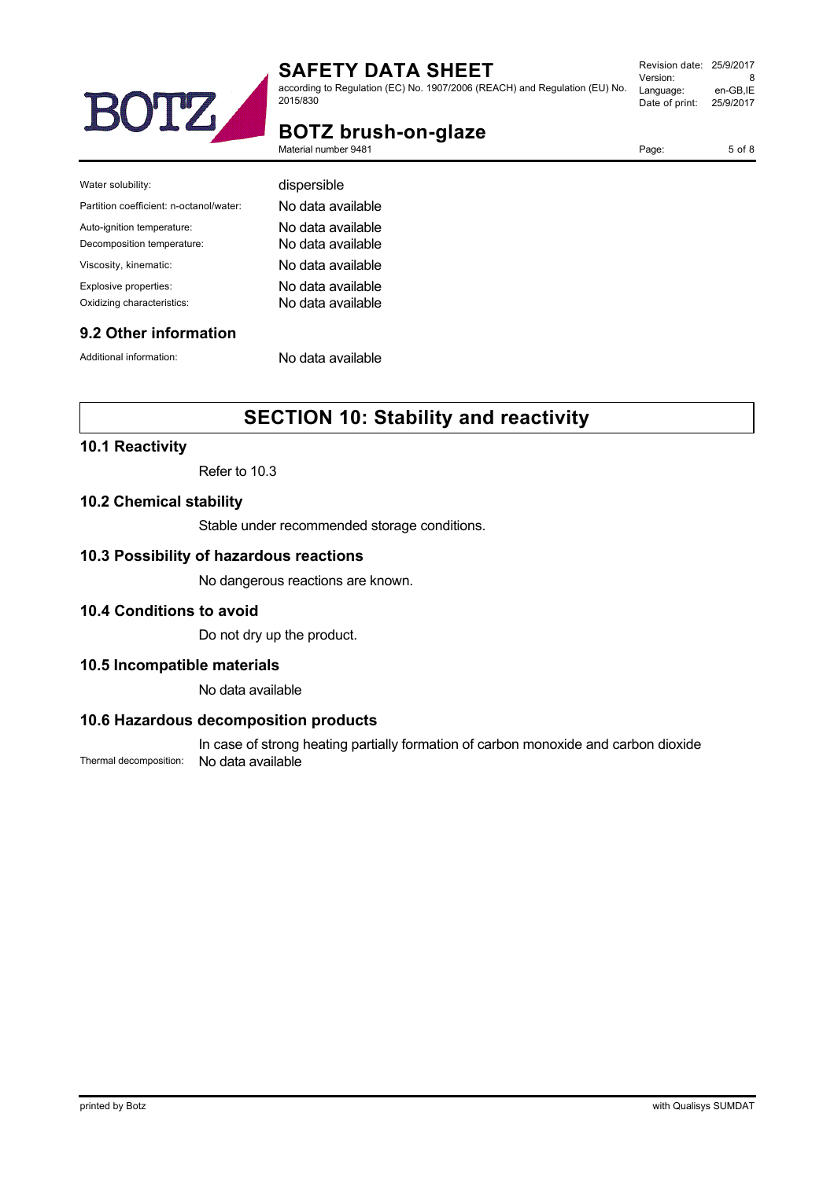| | |
|---|---|
| Water solubility: | dispersible |
| Partition coefficient: n-octanol/water: | No data available |
| Auto-ignition temperature: | No data available |
| Decomposition temperature: | No data available |
| Viscosity, kinematic: | No data available |
| Explosive properties: | No data available |
| Oxidizing characteristics: | No data available |

## 9.2 Other information

| | |
|---|---|
| Additional information: | No data available |

# SECTION 10: Stability and reactivity

## 10.1 Reactivity

Refer to 10.3

## 10.2 Chemical stability

Stable under recommended storage conditions.

## 10.3 Possibility of hazardous reactions

No dangerous reactions are known.

## 10.4 Conditions to avoid

Do not dry up the product.

## 10.5 Incompatible materials

No data available

## 10.6 Hazardous decomposition products

In case of strong heating partially formation of carbon monoxide and carbon dioxide

Thermal decomposition: No data available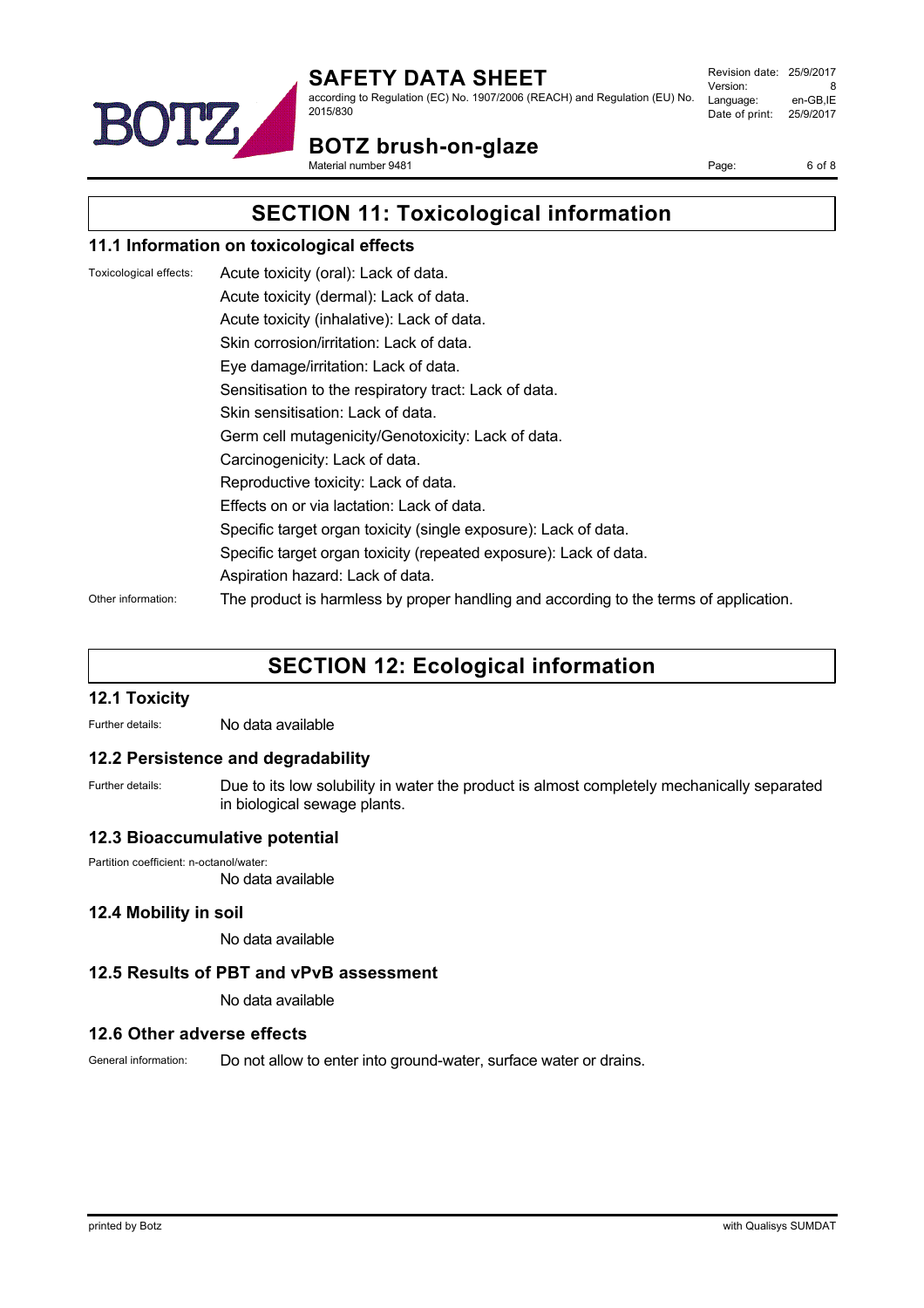## SECTION 11: Toxicological information

### 11.1 Information on toxicological effects

Toxicological effects:

- Acute toxicity (oral): Lack of data.
- Acute toxicity (dermal): Lack of data.
- Acute toxicity (inhalative): Lack of data.
- Skin corrosion/irritation: Lack of data.
- Eye damage/irritation: Lack of data.
- Sensitisation to the respiratory tract: Lack of data.
- Skin sensitisation: Lack of data.
- Germ cell mutagenicity/Genotoxicity: Lack of data.
- Carcinogenicity: Lack of data.
- Reproductive toxicity: Lack of data.
- Effects on or via lactation: Lack of data.
- Specific target organ toxicity (single exposure): Lack of data.
- Specific target organ toxicity (repeated exposure): Lack of data.
- Aspiration hazard: Lack of data.

Other information: The product is harmless by proper handling and according to the terms of application.

## SECTION 12: Ecological information

### 12.1 Toxicity

Further details: No data available

### 12.2 Persistence and degradability

Further details: Due to its low solubility in water the product is almost completely mechanically separated in biological sewage plants.

### 12.3 Bioaccumulative potential

Partition coefficient: n-octanol/water:
No data available

### 12.4 Mobility in soil

No data available

### 12.5 Results of PBT and vPvB assessment

No data available

### 12.6 Other adverse effects

General information: Do not allow to enter into ground-water, surface water or drains.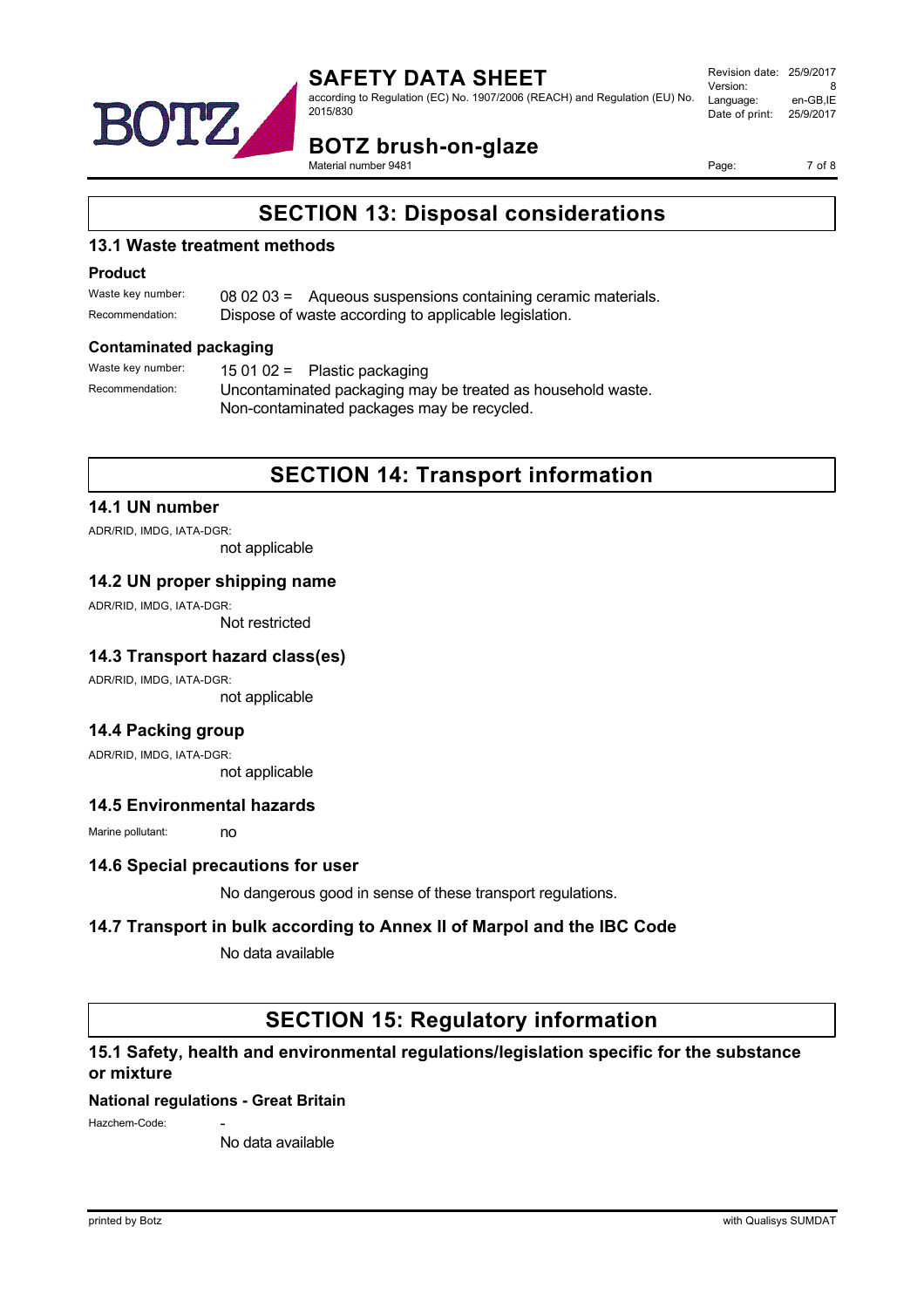# SECTION 13: Disposal considerations

## 13.1 Waste treatment methods

### Product

Waste key number: 08 02 03 = Aqueous suspensions containing ceramic materials.

Recommendation: Dispose of waste according to applicable legislation.

### Contaminated packaging

Waste key number: 15 01 02 = Plastic packaging

Recommendation: Uncontaminated packaging may be treated as household waste.
Non-contaminated packages may be recycled.

# SECTION 14: Transport information

## 14.1 UN number

ADR/RID, IMDG, IATA-DGR:

not applicable

## 14.2 UN proper shipping name

ADR/RID, IMDG, IATA-DGR:

Not restricted

## 14.3 Transport hazard class(es)

ADR/RID, IMDG, IATA-DGR:

not applicable

## 14.4 Packing group

ADR/RID, IMDG, IATA-DGR:

not applicable

## 14.5 Environmental hazards

Marine pollutant: no

## 14.6 Special precautions for user

No dangerous good in sense of these transport regulations.

## 14.7 Transport in bulk according to Annex II of Marpol and the IBC Code

No data available

# SECTION 15: Regulatory information

## 15.1 Safety, health and environmental regulations/legislation specific for the substance or mixture

### National regulations - Great Britain

Hazchem-Code: -

No data available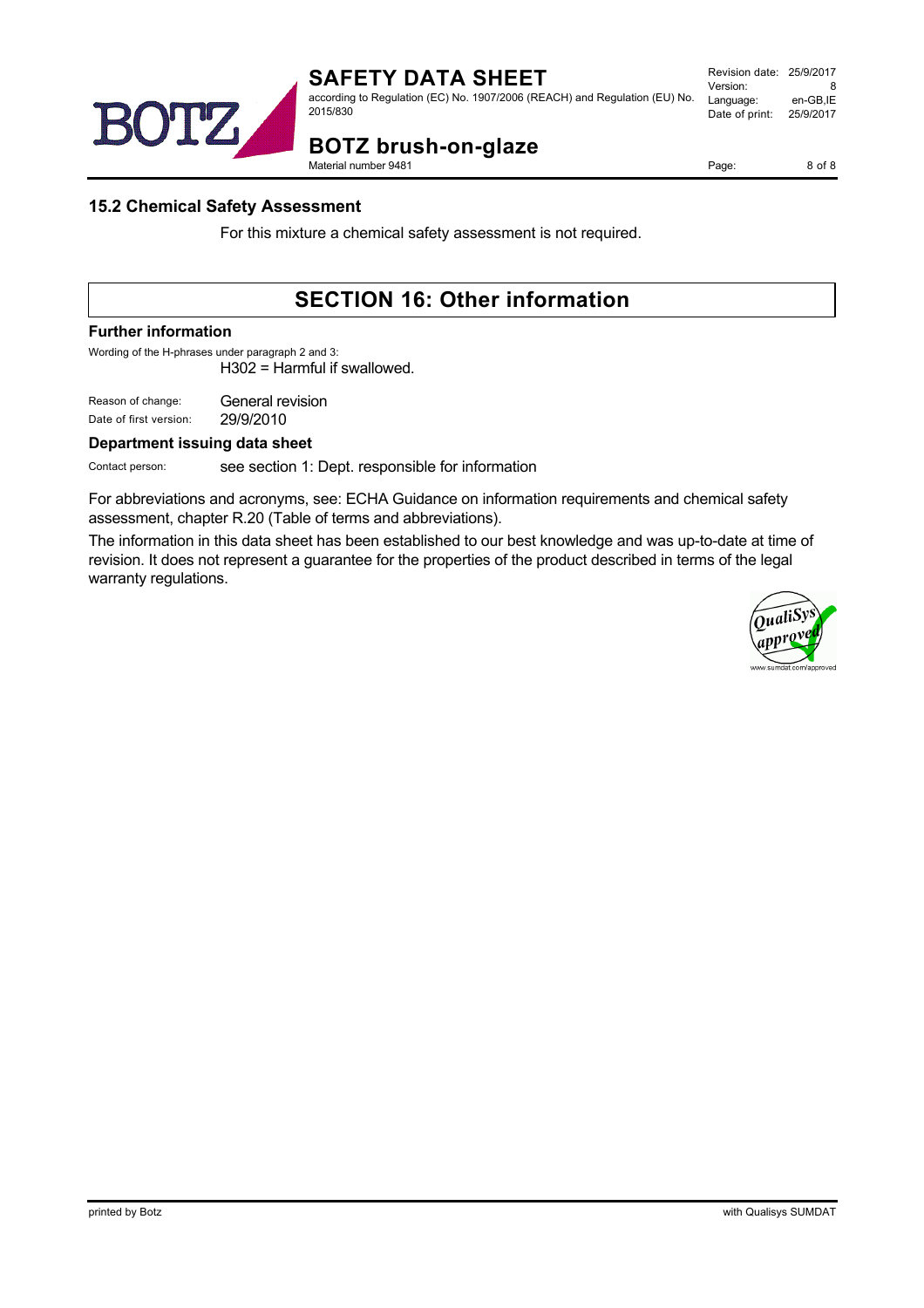### 15.2 Chemical Safety Assessment

For this mixture a chemical safety assessment is not required.

## SECTION 16: Other information

### Further information

Wording of the H-phrases under paragraph 2 and 3:

H302 = Harmful if swallowed.

Reason of change: General revision

Date of first version: 29/9/2010

### Department issuing data sheet

Contact person: see section 1: Dept. responsible for information

For abbreviations and acronyms, see: ECHA Guidance on information requirements and chemical safety assessment, chapter R.20 (Table of terms and abbreviations).

The information in this data sheet has been established to our best knowledge and was up-to-date at time of revision. It does not represent a guarantee for the properties of the product described in terms of the legal warranty regulations.